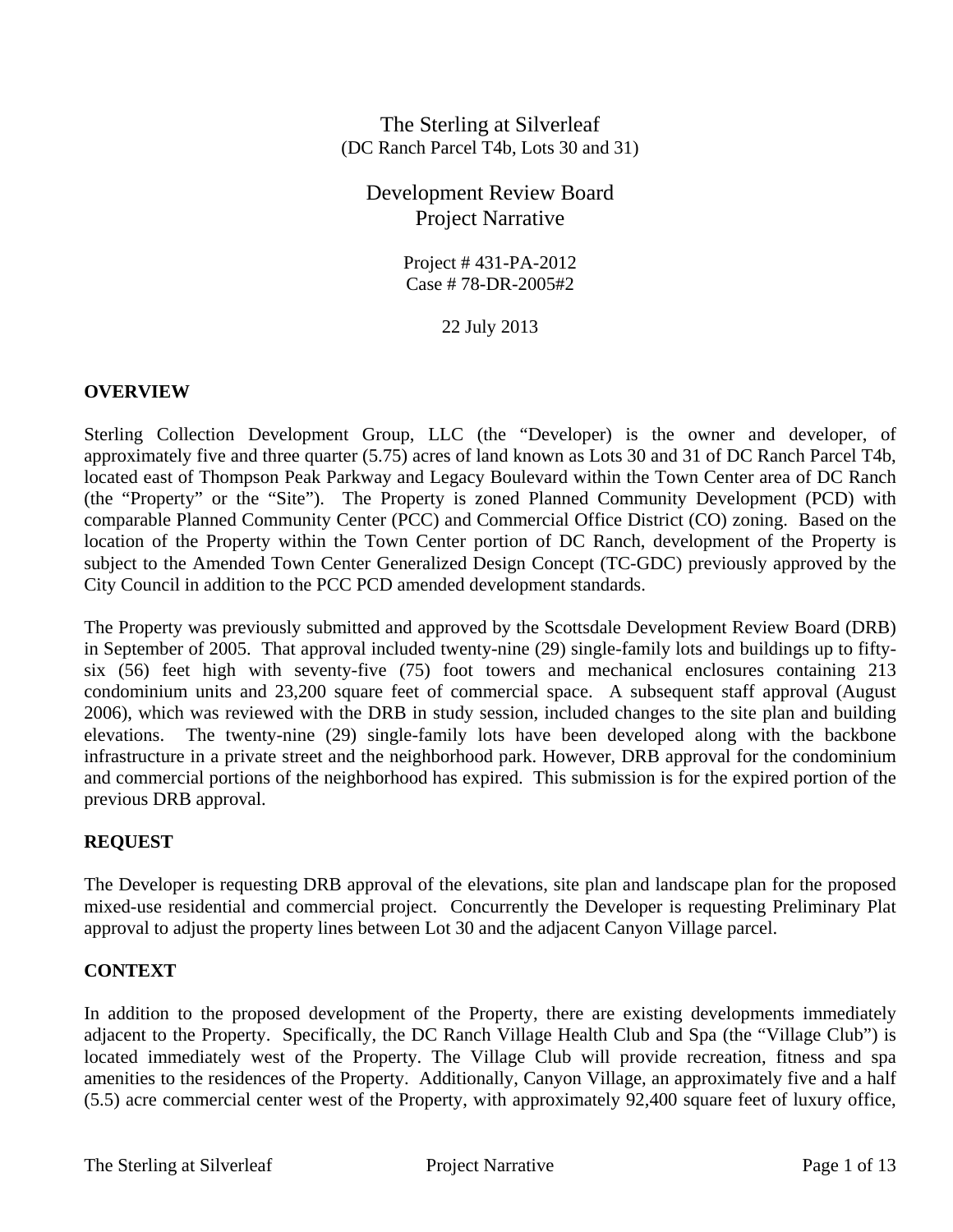# The Sterling at Silverleaf

(DC Ranch Parcel T4b, Lots 30 and 31)

## Development Review Board
## Project Narrative

Project # 431-PA-2012
Case # 78-DR-2005#2

22 July 2013

**OVERVIEW**

Sterling Collection Development Group, LLC (the "Developer) is the owner and developer, of approximately five and three quarter (5.75) acres of land known as Lots 30 and 31 of DC Ranch Parcel T4b, located east of Thompson Peak Parkway and Legacy Boulevard within the Town Center area of DC Ranch (the "Property" or the "Site"). The Property is zoned Planned Community Development (PCD) with comparable Planned Community Center (PCC) and Commercial Office District (CO) zoning. Based on the location of the Property within the Town Center portion of DC Ranch, development of the Property is subject to the Amended Town Center Generalized Design Concept (TC-GDC) previously approved by the City Council in addition to the PCC PCD amended development standards.

The Property was previously submitted and approved by the Scottsdale Development Review Board (DRB) in September of 2005. That approval included twenty-nine (29) single-family lots and buildings up to fifty-six (56) feet high with seventy-five (75) foot towers and mechanical enclosures containing 213 condominium units and 23,200 square feet of commercial space. A subsequent staff approval (August 2006), which was reviewed with the DRB in study session, included changes to the site plan and building elevations. The twenty-nine (29) single-family lots have been developed along with the backbone infrastructure in a private street and the neighborhood park. However, DRB approval for the condominium and commercial portions of the neighborhood has expired. This submission is for the expired portion of the previous DRB approval.

**REQUEST**

The Developer is requesting DRB approval of the elevations, site plan and landscape plan for the proposed mixed-use residential and commercial project. Concurrently the Developer is requesting Preliminary Plat approval to adjust the property lines between Lot 30 and the adjacent Canyon Village parcel.

**CONTEXT**

In addition to the proposed development of the Property, there are existing developments immediately adjacent to the Property. Specifically, the DC Ranch Village Health Club and Spa (the "Village Club") is located immediately west of the Property. The Village Club will provide recreation, fitness and spa amenities to the residences of the Property. Additionally, Canyon Village, an approximately five and a half (5.5) acre commercial center west of the Property, with approximately 92,400 square feet of luxury office,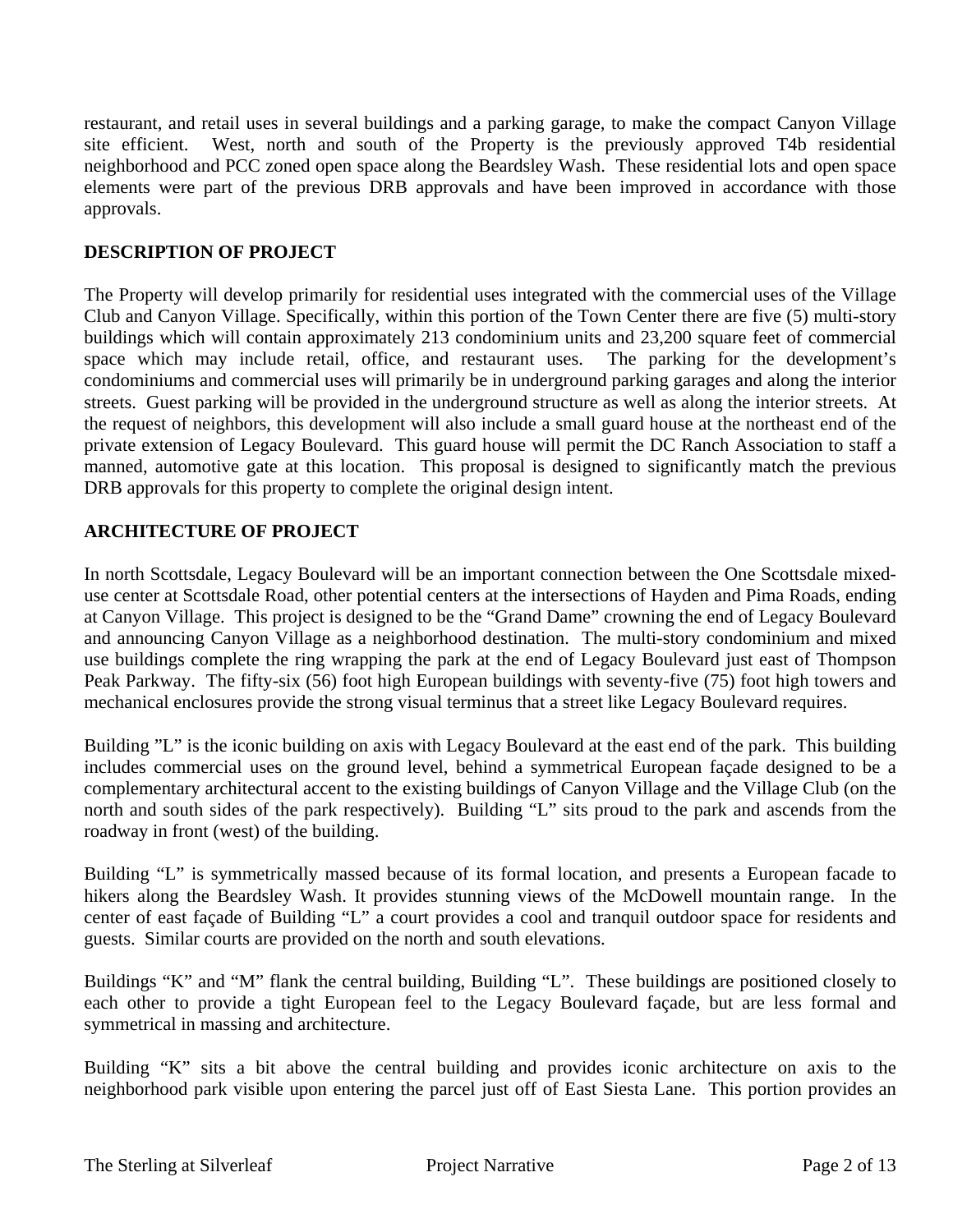restaurant, and retail uses in several buildings and a parking garage, to make the compact Canyon Village site efficient. West, north and south of the Property is the previously approved T4b residential neighborhood and PCC zoned open space along the Beardsley Wash. These residential lots and open space elements were part of the previous DRB approvals and have been improved in accordance with those approvals.

## DESCRIPTION OF PROJECT

The Property will develop primarily for residential uses integrated with the commercial uses of the Village Club and Canyon Village. Specifically, within this portion of the Town Center there are five (5) multi-story buildings which will contain approximately 213 condominium units and 23,200 square feet of commercial space which may include retail, office, and restaurant uses. The parking for the development's condominiums and commercial uses will primarily be in underground parking garages and along the interior streets. Guest parking will be provided in the underground structure as well as along the interior streets. At the request of neighbors, this development will also include a small guard house at the northeast end of the private extension of Legacy Boulevard. This guard house will permit the DC Ranch Association to staff a manned, automotive gate at this location. This proposal is designed to significantly match the previous DRB approvals for this property to complete the original design intent.

## ARCHITECTURE OF PROJECT

In north Scottsdale, Legacy Boulevard will be an important connection between the One Scottsdale mixed-use center at Scottsdale Road, other potential centers at the intersections of Hayden and Pima Roads, ending at Canyon Village. This project is designed to be the "Grand Dame" crowning the end of Legacy Boulevard and announcing Canyon Village as a neighborhood destination. The multi-story condominium and mixed use buildings complete the ring wrapping the park at the end of Legacy Boulevard just east of Thompson Peak Parkway. The fifty-six (56) foot high European buildings with seventy-five (75) foot high towers and mechanical enclosures provide the strong visual terminus that a street like Legacy Boulevard requires.

Building "L" is the iconic building on axis with Legacy Boulevard at the east end of the park. This building includes commercial uses on the ground level, behind a symmetrical European façade designed to be a complementary architectural accent to the existing buildings of Canyon Village and the Village Club (on the north and south sides of the park respectively). Building "L" sits proud to the park and ascends from the roadway in front (west) of the building.

Building "L" is symmetrically massed because of its formal location, and presents a European facade to hikers along the Beardsley Wash. It provides stunning views of the McDowell mountain range. In the center of east façade of Building "L" a court provides a cool and tranquil outdoor space for residents and guests. Similar courts are provided on the north and south elevations.

Buildings "K" and "M" flank the central building, Building "L". These buildings are positioned closely to each other to provide a tight European feel to the Legacy Boulevard façade, but are less formal and symmetrical in massing and architecture.

Building "K" sits a bit above the central building and provides iconic architecture on axis to the neighborhood park visible upon entering the parcel just off of East Siesta Lane. This portion provides an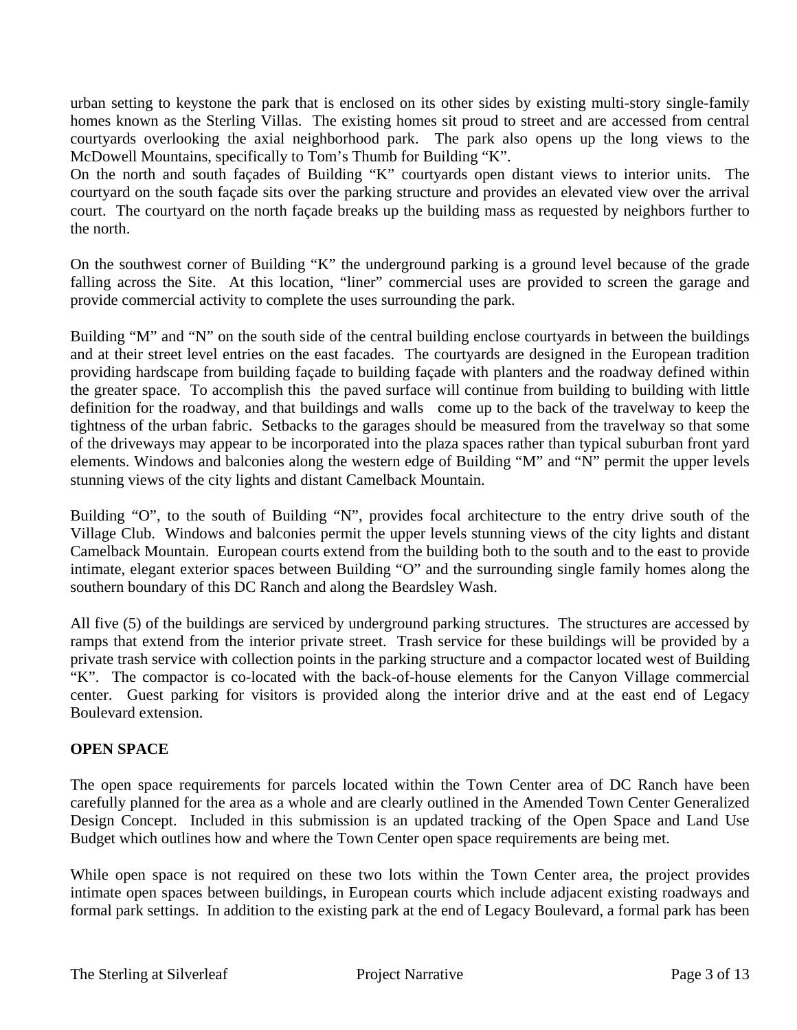urban setting to keystone the park that is enclosed on its other sides by existing multi-story single-family homes known as the Sterling Villas. The existing homes sit proud to street and are accessed from central courtyards overlooking the axial neighborhood park. The park also opens up the long views to the McDowell Mountains, specifically to Tom's Thumb for Building "K".
On the north and south façades of Building "K" courtyards open distant views to interior units. The courtyard on the south façade sits over the parking structure and provides an elevated view over the arrival court. The courtyard on the north façade breaks up the building mass as requested by neighbors further to the north.

On the southwest corner of Building "K" the underground parking is a ground level because of the grade falling across the Site. At this location, "liner" commercial uses are provided to screen the garage and provide commercial activity to complete the uses surrounding the park.

Building "M" and "N" on the south side of the central building enclose courtyards in between the buildings and at their street level entries on the east facades. The courtyards are designed in the European tradition providing hardscape from building façade to building façade with planters and the roadway defined within the greater space. To accomplish this the paved surface will continue from building to building with little definition for the roadway, and that buildings and walls come up to the back of the travelway to keep the tightness of the urban fabric. Setbacks to the garages should be measured from the travelway so that some of the driveways may appear to be incorporated into the plaza spaces rather than typical suburban front yard elements. Windows and balconies along the western edge of Building "M" and "N" permit the upper levels stunning views of the city lights and distant Camelback Mountain.

Building "O", to the south of Building "N", provides focal architecture to the entry drive south of the Village Club. Windows and balconies permit the upper levels stunning views of the city lights and distant Camelback Mountain. European courts extend from the building both to the south and to the east to provide intimate, elegant exterior spaces between Building "O" and the surrounding single family homes along the southern boundary of this DC Ranch and along the Beardsley Wash.

All five (5) of the buildings are serviced by underground parking structures. The structures are accessed by ramps that extend from the interior private street. Trash service for these buildings will be provided by a private trash service with collection points in the parking structure and a compactor located west of Building "K". The compactor is co-located with the back-of-house elements for the Canyon Village commercial center. Guest parking for visitors is provided along the interior drive and at the east end of Legacy Boulevard extension.

**OPEN SPACE**

The open space requirements for parcels located within the Town Center area of DC Ranch have been carefully planned for the area as a whole and are clearly outlined in the Amended Town Center Generalized Design Concept. Included in this submission is an updated tracking of the Open Space and Land Use Budget which outlines how and where the Town Center open space requirements are being met.

While open space is not required on these two lots within the Town Center area, the project provides intimate open spaces between buildings, in European courts which include adjacent existing roadways and formal park settings. In addition to the existing park at the end of Legacy Boulevard, a formal park has been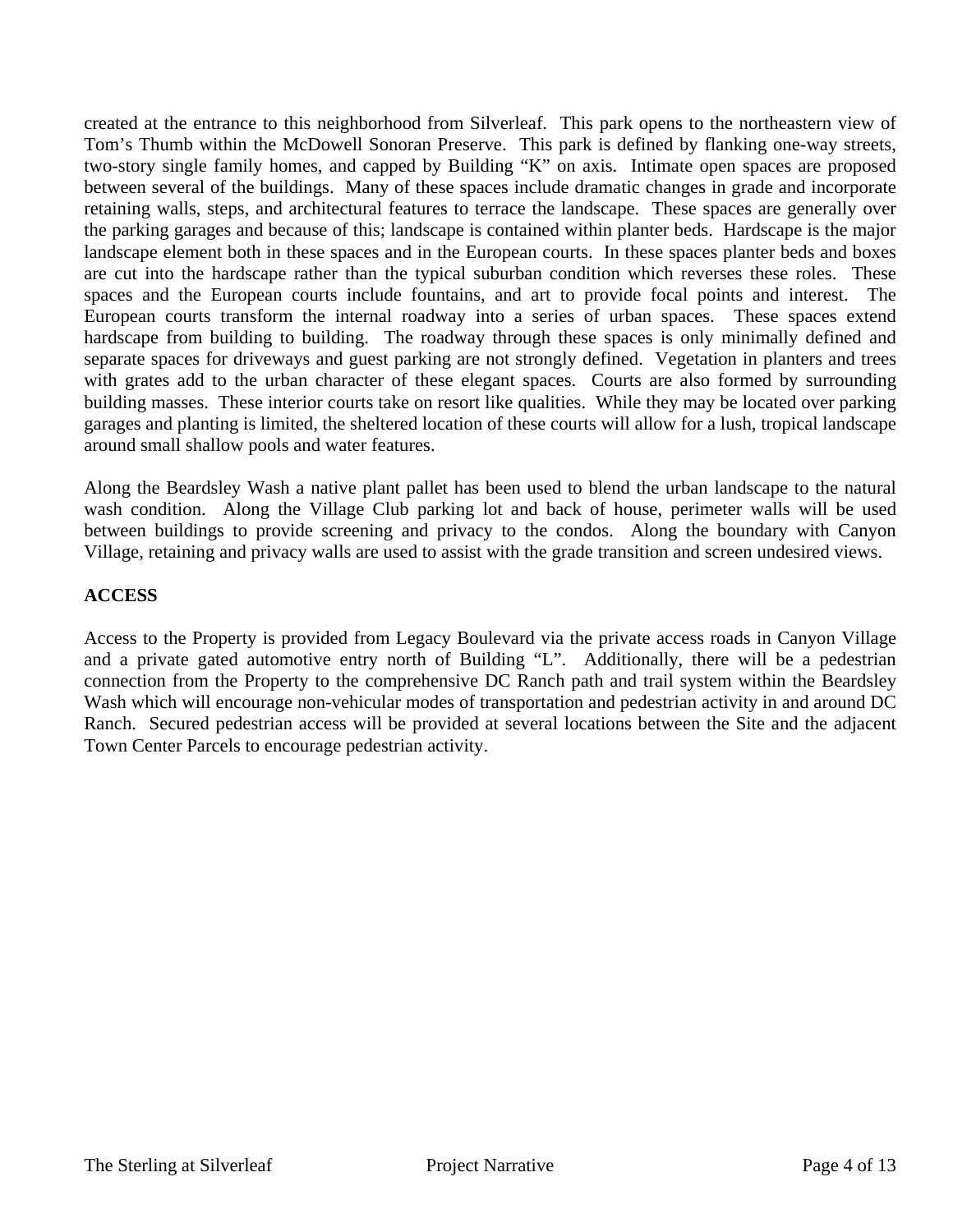created at the entrance to this neighborhood from Silverleaf. This park opens to the northeastern view of Tom's Thumb within the McDowell Sonoran Preserve. This park is defined by flanking one-way streets, two-story single family homes, and capped by Building "K" on axis. Intimate open spaces are proposed between several of the buildings. Many of these spaces include dramatic changes in grade and incorporate retaining walls, steps, and architectural features to terrace the landscape. These spaces are generally over the parking garages and because of this; landscape is contained within planter beds. Hardscape is the major landscape element both in these spaces and in the European courts. In these spaces planter beds and boxes are cut into the hardscape rather than the typical suburban condition which reverses these roles. These spaces and the European courts include fountains, and art to provide focal points and interest. The European courts transform the internal roadway into a series of urban spaces. These spaces extend hardscape from building to building. The roadway through these spaces is only minimally defined and separate spaces for driveways and guest parking are not strongly defined. Vegetation in planters and trees with grates add to the urban character of these elegant spaces. Courts are also formed by surrounding building masses. These interior courts take on resort like qualities. While they may be located over parking garages and planting is limited, the sheltered location of these courts will allow for a lush, tropical landscape around small shallow pools and water features.

Along the Beardsley Wash a native plant pallet has been used to blend the urban landscape to the natural wash condition. Along the Village Club parking lot and back of house, perimeter walls will be used between buildings to provide screening and privacy to the condos. Along the boundary with Canyon Village, retaining and privacy walls are used to assist with the grade transition and screen undesired views.

**ACCESS**

Access to the Property is provided from Legacy Boulevard via the private access roads in Canyon Village and a private gated automotive entry north of Building "L". Additionally, there will be a pedestrian connection from the Property to the comprehensive DC Ranch path and trail system within the Beardsley Wash which will encourage non-vehicular modes of transportation and pedestrian activity in and around DC Ranch. Secured pedestrian access will be provided at several locations between the Site and the adjacent Town Center Parcels to encourage pedestrian activity.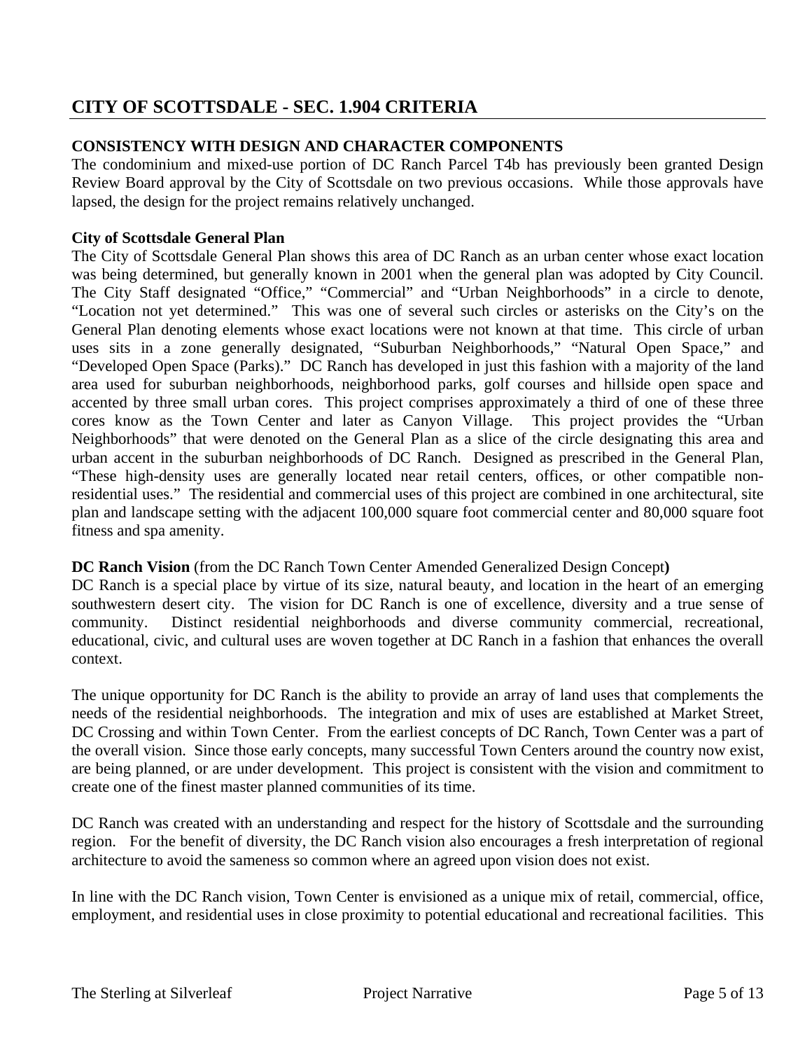# CITY OF SCOTTSDALE - SEC. 1.904 CRITERIA

**CONSISTENCY WITH DESIGN AND CHARACTER COMPONENTS**

The condominium and mixed-use portion of DC Ranch Parcel T4b has previously been granted Design Review Board approval by the City of Scottsdale on two previous occasions. While those approvals have lapsed, the design for the project remains relatively unchanged.

**City of Scottsdale General Plan**

The City of Scottsdale General Plan shows this area of DC Ranch as an urban center whose exact location was being determined, but generally known in 2001 when the general plan was adopted by City Council. The City Staff designated "Office," "Commercial" and "Urban Neighborhoods" in a circle to denote, "Location not yet determined." This was one of several such circles or asterisks on the City's on the General Plan denoting elements whose exact locations were not known at that time. This circle of urban uses sits in a zone generally designated, "Suburban Neighborhoods," "Natural Open Space," and "Developed Open Space (Parks)." DC Ranch has developed in just this fashion with a majority of the land area used for suburban neighborhoods, neighborhood parks, golf courses and hillside open space and accented by three small urban cores. This project comprises approximately a third of one of these three cores know as the Town Center and later as Canyon Village. This project provides the "Urban Neighborhoods" that were denoted on the General Plan as a slice of the circle designating this area and urban accent in the suburban neighborhoods of DC Ranch. Designed as prescribed in the General Plan, "These high-density uses are generally located near retail centers, offices, or other compatible non-residential uses." The residential and commercial uses of this project are combined in one architectural, site plan and landscape setting with the adjacent 100,000 square foot commercial center and 80,000 square foot fitness and spa amenity.

**DC Ranch Vision** (from the DC Ranch Town Center Amended Generalized Design Concept**)**

DC Ranch is a special place by virtue of its size, natural beauty, and location in the heart of an emerging southwestern desert city. The vision for DC Ranch is one of excellence, diversity and a true sense of community. Distinct residential neighborhoods and diverse community commercial, recreational, educational, civic, and cultural uses are woven together at DC Ranch in a fashion that enhances the overall context.

The unique opportunity for DC Ranch is the ability to provide an array of land uses that complements the needs of the residential neighborhoods. The integration and mix of uses are established at Market Street, DC Crossing and within Town Center. From the earliest concepts of DC Ranch, Town Center was a part of the overall vision. Since those early concepts, many successful Town Centers around the country now exist, are being planned, or are under development. This project is consistent with the vision and commitment to create one of the finest master planned communities of its time.

DC Ranch was created with an understanding and respect for the history of Scottsdale and the surrounding region. For the benefit of diversity, the DC Ranch vision also encourages a fresh interpretation of regional architecture to avoid the sameness so common where an agreed upon vision does not exist.

In line with the DC Ranch vision, Town Center is envisioned as a unique mix of retail, commercial, office, employment, and residential uses in close proximity to potential educational and recreational facilities. This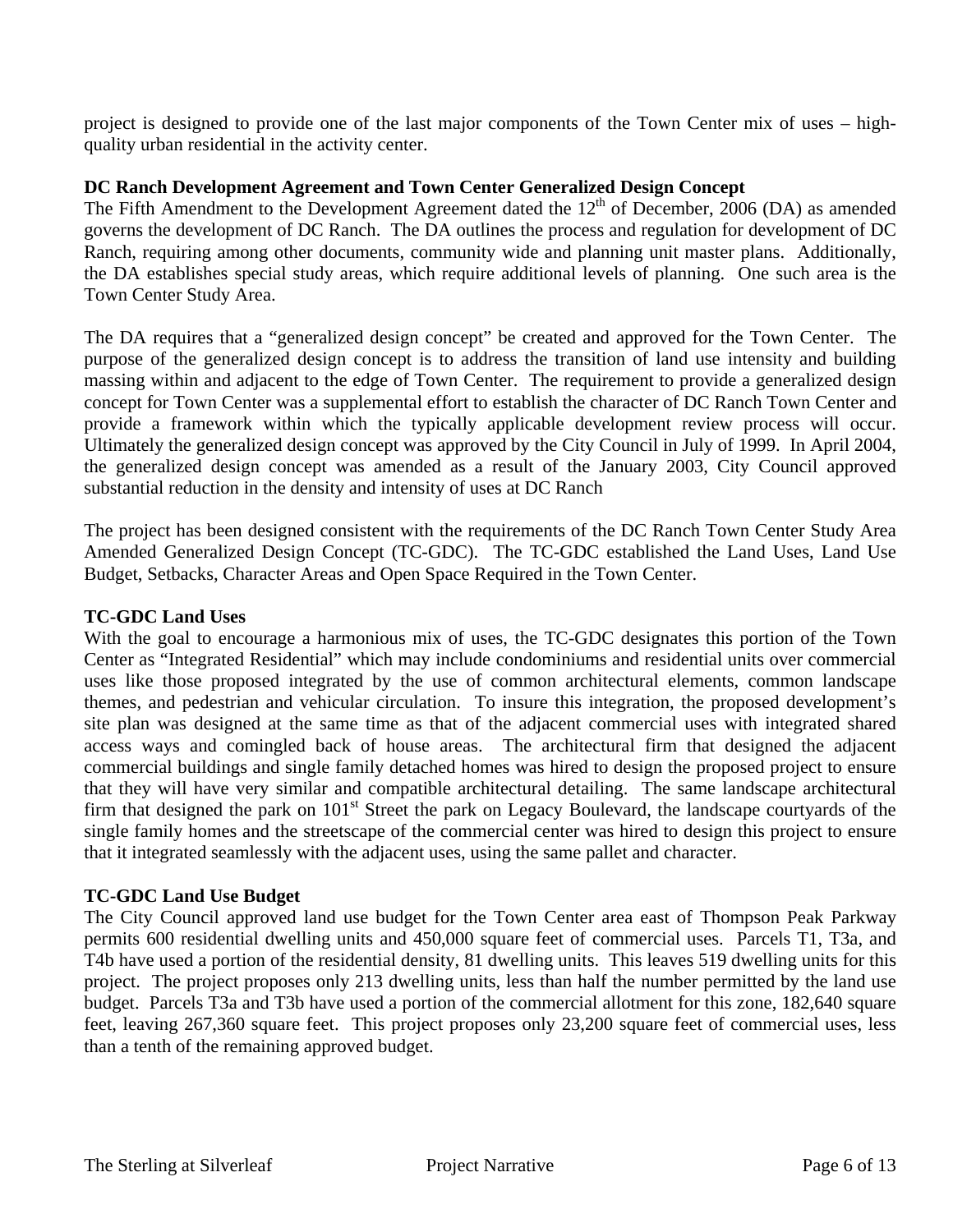project is designed to provide one of the last major components of the Town Center mix of uses – high-quality urban residential in the activity center.

**DC Ranch Development Agreement and Town Center Generalized Design Concept**

The Fifth Amendment to the Development Agreement dated the 12th of December, 2006 (DA) as amended governs the development of DC Ranch. The DA outlines the process and regulation for development of DC Ranch, requiring among other documents, community wide and planning unit master plans. Additionally, the DA establishes special study areas, which require additional levels of planning. One such area is the Town Center Study Area.

The DA requires that a "generalized design concept" be created and approved for the Town Center. The purpose of the generalized design concept is to address the transition of land use intensity and building massing within and adjacent to the edge of Town Center. The requirement to provide a generalized design concept for Town Center was a supplemental effort to establish the character of DC Ranch Town Center and provide a framework within which the typically applicable development review process will occur. Ultimately the generalized design concept was approved by the City Council in July of 1999. In April 2004, the generalized design concept was amended as a result of the January 2003, City Council approved substantial reduction in the density and intensity of uses at DC Ranch

The project has been designed consistent with the requirements of the DC Ranch Town Center Study Area Amended Generalized Design Concept (TC-GDC). The TC-GDC established the Land Uses, Land Use Budget, Setbacks, Character Areas and Open Space Required in the Town Center.

**TC-GDC Land Uses**

With the goal to encourage a harmonious mix of uses, the TC-GDC designates this portion of the Town Center as "Integrated Residential" which may include condominiums and residential units over commercial uses like those proposed integrated by the use of common architectural elements, common landscape themes, and pedestrian and vehicular circulation. To insure this integration, the proposed development's site plan was designed at the same time as that of the adjacent commercial uses with integrated shared access ways and comingled back of house areas. The architectural firm that designed the adjacent commercial buildings and single family detached homes was hired to design the proposed project to ensure that they will have very similar and compatible architectural detailing. The same landscape architectural firm that designed the park on 101st Street the park on Legacy Boulevard, the landscape courtyards of the single family homes and the streetscape of the commercial center was hired to design this project to ensure that it integrated seamlessly with the adjacent uses, using the same pallet and character.

**TC-GDC Land Use Budget**

The City Council approved land use budget for the Town Center area east of Thompson Peak Parkway permits 600 residential dwelling units and 450,000 square feet of commercial uses. Parcels T1, T3a, and T4b have used a portion of the residential density, 81 dwelling units. This leaves 519 dwelling units for this project. The project proposes only 213 dwelling units, less than half the number permitted by the land use budget. Parcels T3a and T3b have used a portion of the commercial allotment for this zone, 182,640 square feet, leaving 267,360 square feet. This project proposes only 23,200 square feet of commercial uses, less than a tenth of the remaining approved budget.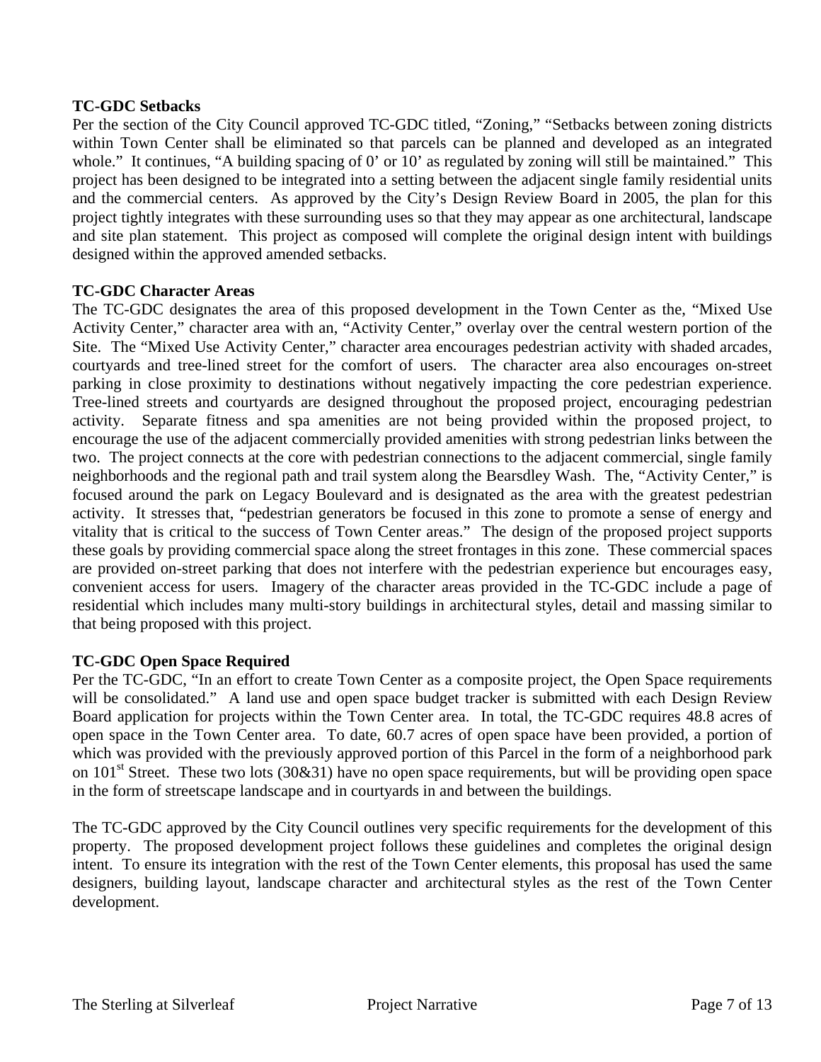**TC-GDC Setbacks**

Per the section of the City Council approved TC-GDC titled, "Zoning," "Setbacks between zoning districts within Town Center shall be eliminated so that parcels can be planned and developed as an integrated whole." It continues, "A building spacing of 0' or 10' as regulated by zoning will still be maintained." This project has been designed to be integrated into a setting between the adjacent single family residential units and the commercial centers. As approved by the City's Design Review Board in 2005, the plan for this project tightly integrates with these surrounding uses so that they may appear as one architectural, landscape and site plan statement. This project as composed will complete the original design intent with buildings designed within the approved amended setbacks.

**TC-GDC Character Areas**

The TC-GDC designates the area of this proposed development in the Town Center as the, "Mixed Use Activity Center," character area with an, "Activity Center," overlay over the central western portion of the Site. The "Mixed Use Activity Center," character area encourages pedestrian activity with shaded arcades, courtyards and tree-lined street for the comfort of users. The character area also encourages on-street parking in close proximity to destinations without negatively impacting the core pedestrian experience. Tree-lined streets and courtyards are designed throughout the proposed project, encouraging pedestrian activity. Separate fitness and spa amenities are not being provided within the proposed project, to encourage the use of the adjacent commercially provided amenities with strong pedestrian links between the two. The project connects at the core with pedestrian connections to the adjacent commercial, single family neighborhoods and the regional path and trail system along the Bearsdley Wash. The, "Activity Center," is focused around the park on Legacy Boulevard and is designated as the area with the greatest pedestrian activity. It stresses that, "pedestrian generators be focused in this zone to promote a sense of energy and vitality that is critical to the success of Town Center areas." The design of the proposed project supports these goals by providing commercial space along the street frontages in this zone. These commercial spaces are provided on-street parking that does not interfere with the pedestrian experience but encourages easy, convenient access for users. Imagery of the character areas provided in the TC-GDC include a page of residential which includes many multi-story buildings in architectural styles, detail and massing similar to that being proposed with this project.

**TC-GDC Open Space Required**

Per the TC-GDC, "In an effort to create Town Center as a composite project, the Open Space requirements will be consolidated." A land use and open space budget tracker is submitted with each Design Review Board application for projects within the Town Center area. In total, the TC-GDC requires 48.8 acres of open space in the Town Center area. To date, 60.7 acres of open space have been provided, a portion of which was provided with the previously approved portion of this Parcel in the form of a neighborhood park on 101st Street. These two lots (30&31) have no open space requirements, but will be providing open space in the form of streetscape landscape and in courtyards in and between the buildings.

The TC-GDC approved by the City Council outlines very specific requirements for the development of this property. The proposed development project follows these guidelines and completes the original design intent. To ensure its integration with the rest of the Town Center elements, this proposal has used the same designers, building layout, landscape character and architectural styles as the rest of the Town Center development.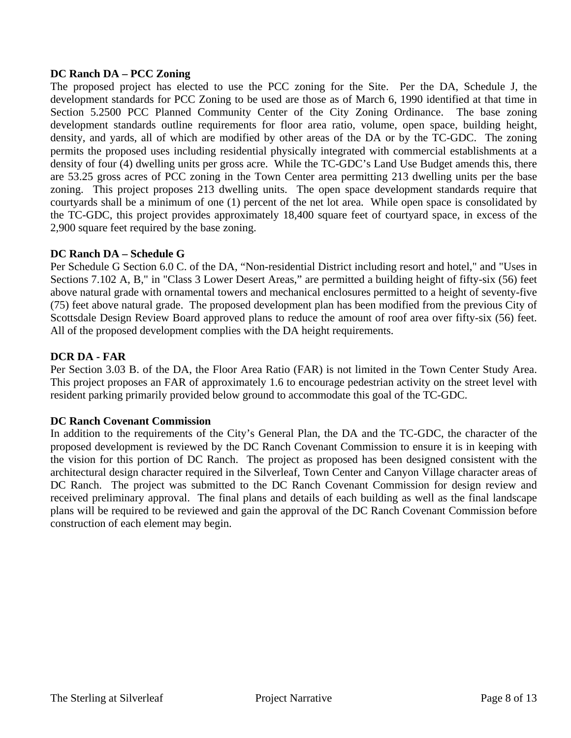**DC Ranch DA – PCC Zoning**

The proposed project has elected to use the PCC zoning for the Site. Per the DA, Schedule J, the development standards for PCC Zoning to be used are those as of March 6, 1990 identified at that time in Section 5.2500 PCC Planned Community Center of the City Zoning Ordinance. The base zoning development standards outline requirements for floor area ratio, volume, open space, building height, density, and yards, all of which are modified by other areas of the DA or by the TC-GDC. The zoning permits the proposed uses including residential physically integrated with commercial establishments at a density of four (4) dwelling units per gross acre. While the TC-GDC's Land Use Budget amends this, there are 53.25 gross acres of PCC zoning in the Town Center area permitting 213 dwelling units per the base zoning. This project proposes 213 dwelling units. The open space development standards require that courtyards shall be a minimum of one (1) percent of the net lot area. While open space is consolidated by the TC-GDC, this project provides approximately 18,400 square feet of courtyard space, in excess of the 2,900 square feet required by the base zoning.

**DC Ranch DA – Schedule G**

Per Schedule G Section 6.0 C. of the DA, "Non-residential District including resort and hotel," and "Uses in Sections 7.102 A, B," in "Class 3 Lower Desert Areas," are permitted a building height of fifty-six (56) feet above natural grade with ornamental towers and mechanical enclosures permitted to a height of seventy-five (75) feet above natural grade. The proposed development plan has been modified from the previous City of Scottsdale Design Review Board approved plans to reduce the amount of roof area over fifty-six (56) feet. All of the proposed development complies with the DA height requirements.

**DCR DA - FAR**

Per Section 3.03 B. of the DA, the Floor Area Ratio (FAR) is not limited in the Town Center Study Area. This project proposes an FAR of approximately 1.6 to encourage pedestrian activity on the street level with resident parking primarily provided below ground to accommodate this goal of the TC-GDC.

**DC Ranch Covenant Commission**

In addition to the requirements of the City's General Plan, the DA and the TC-GDC, the character of the proposed development is reviewed by the DC Ranch Covenant Commission to ensure it is in keeping with the vision for this portion of DC Ranch. The project as proposed has been designed consistent with the architectural design character required in the Silverleaf, Town Center and Canyon Village character areas of DC Ranch. The project was submitted to the DC Ranch Covenant Commission for design review and received preliminary approval. The final plans and details of each building as well as the final landscape plans will be required to be reviewed and gain the approval of the DC Ranch Covenant Commission before construction of each element may begin.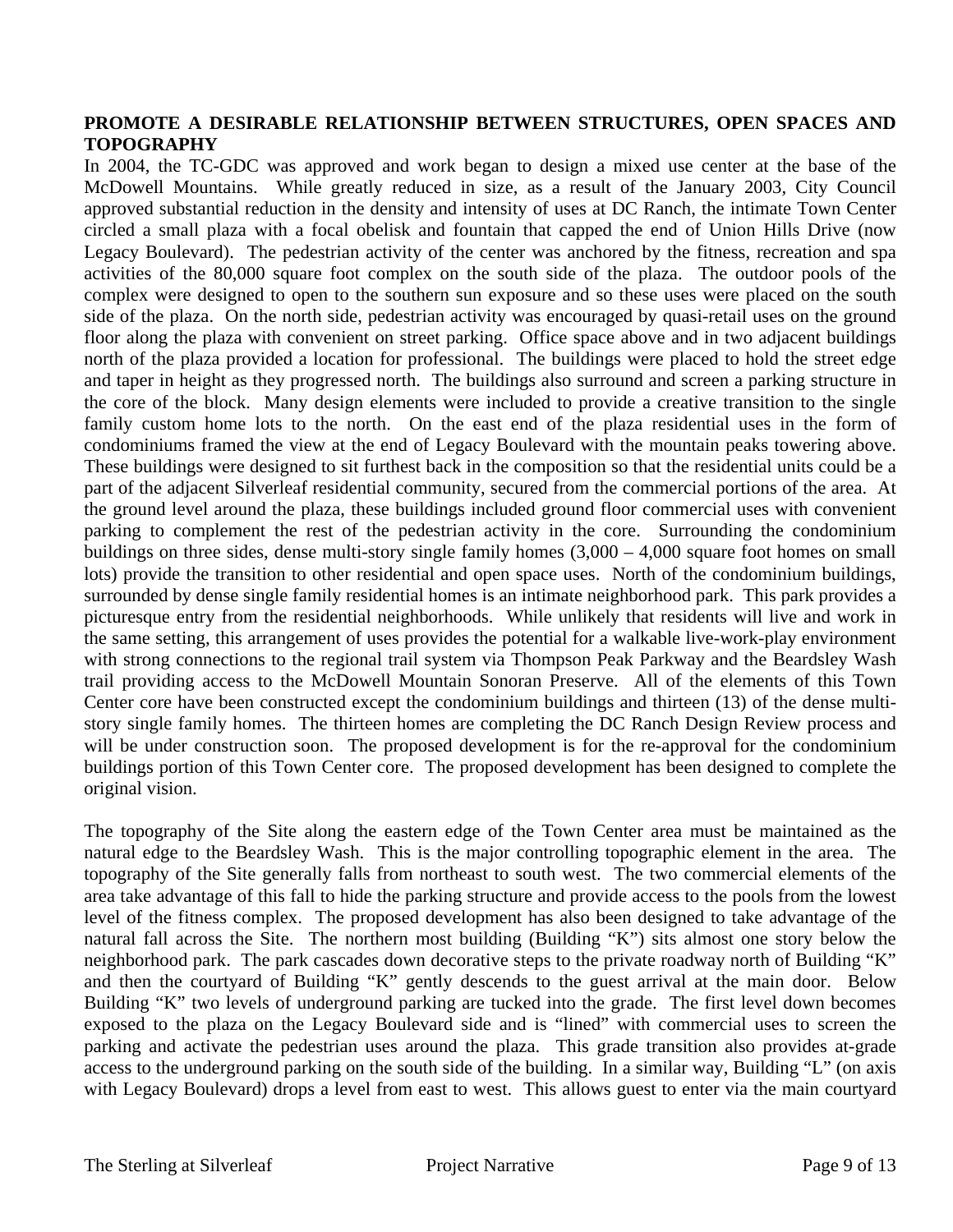**PROMOTE A DESIRABLE RELATIONSHIP BETWEEN STRUCTURES, OPEN SPACES AND TOPOGRAPHY**

In 2004, the TC-GDC was approved and work began to design a mixed use center at the base of the McDowell Mountains. While greatly reduced in size, as a result of the January 2003, City Council approved substantial reduction in the density and intensity of uses at DC Ranch, the intimate Town Center circled a small plaza with a focal obelisk and fountain that capped the end of Union Hills Drive (now Legacy Boulevard). The pedestrian activity of the center was anchored by the fitness, recreation and spa activities of the 80,000 square foot complex on the south side of the plaza. The outdoor pools of the complex were designed to open to the southern sun exposure and so these uses were placed on the south side of the plaza. On the north side, pedestrian activity was encouraged by quasi-retail uses on the ground floor along the plaza with convenient on street parking. Office space above and in two adjacent buildings north of the plaza provided a location for professional. The buildings were placed to hold the street edge and taper in height as they progressed north. The buildings also surround and screen a parking structure in the core of the block. Many design elements were included to provide a creative transition to the single family custom home lots to the north. On the east end of the plaza residential uses in the form of condominiums framed the view at the end of Legacy Boulevard with the mountain peaks towering above. These buildings were designed to sit furthest back in the composition so that the residential units could be a part of the adjacent Silverleaf residential community, secured from the commercial portions of the area. At the ground level around the plaza, these buildings included ground floor commercial uses with convenient parking to complement the rest of the pedestrian activity in the core. Surrounding the condominium buildings on three sides, dense multi-story single family homes (3,000 – 4,000 square foot homes on small lots) provide the transition to other residential and open space uses. North of the condominium buildings, surrounded by dense single family residential homes is an intimate neighborhood park. This park provides a picturesque entry from the residential neighborhoods. While unlikely that residents will live and work in the same setting, this arrangement of uses provides the potential for a walkable live-work-play environment with strong connections to the regional trail system via Thompson Peak Parkway and the Beardsley Wash trail providing access to the McDowell Mountain Sonoran Preserve. All of the elements of this Town Center core have been constructed except the condominium buildings and thirteen (13) of the dense multi-story single family homes. The thirteen homes are completing the DC Ranch Design Review process and will be under construction soon. The proposed development is for the re-approval for the condominium buildings portion of this Town Center core. The proposed development has been designed to complete the original vision.

The topography of the Site along the eastern edge of the Town Center area must be maintained as the natural edge to the Beardsley Wash. This is the major controlling topographic element in the area. The topography of the Site generally falls from northeast to south west. The two commercial elements of the area take advantage of this fall to hide the parking structure and provide access to the pools from the lowest level of the fitness complex. The proposed development has also been designed to take advantage of the natural fall across the Site. The northern most building (Building "K") sits almost one story below the neighborhood park. The park cascades down decorative steps to the private roadway north of Building "K" and then the courtyard of Building "K" gently descends to the guest arrival at the main door. Below Building "K" two levels of underground parking are tucked into the grade. The first level down becomes exposed to the plaza on the Legacy Boulevard side and is "lined" with commercial uses to screen the parking and activate the pedestrian uses around the plaza. This grade transition also provides at-grade access to the underground parking on the south side of the building. In a similar way, Building "L" (on axis with Legacy Boulevard) drops a level from east to west. This allows guest to enter via the main courtyard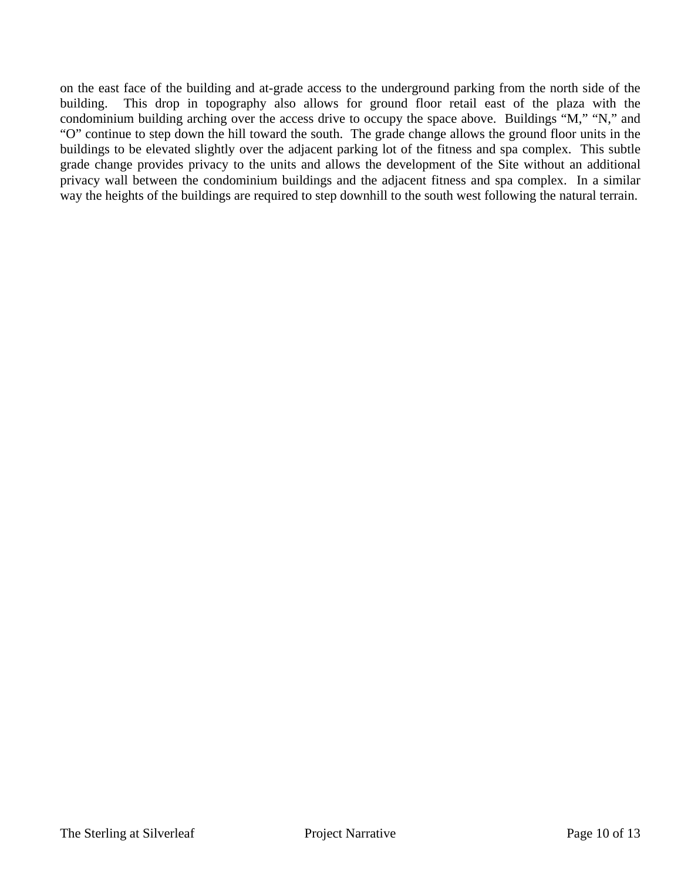on the east face of the building and at-grade access to the underground parking from the north side of the building. This drop in topography also allows for ground floor retail east of the plaza with the condominium building arching over the access drive to occupy the space above. Buildings "M," "N," and "O" continue to step down the hill toward the south. The grade change allows the ground floor units in the buildings to be elevated slightly over the adjacent parking lot of the fitness and spa complex. This subtle grade change provides privacy to the units and allows the development of the Site without an additional privacy wall between the condominium buildings and the adjacent fitness and spa complex. In a similar way the heights of the buildings are required to step downhill to the south west following the natural terrain.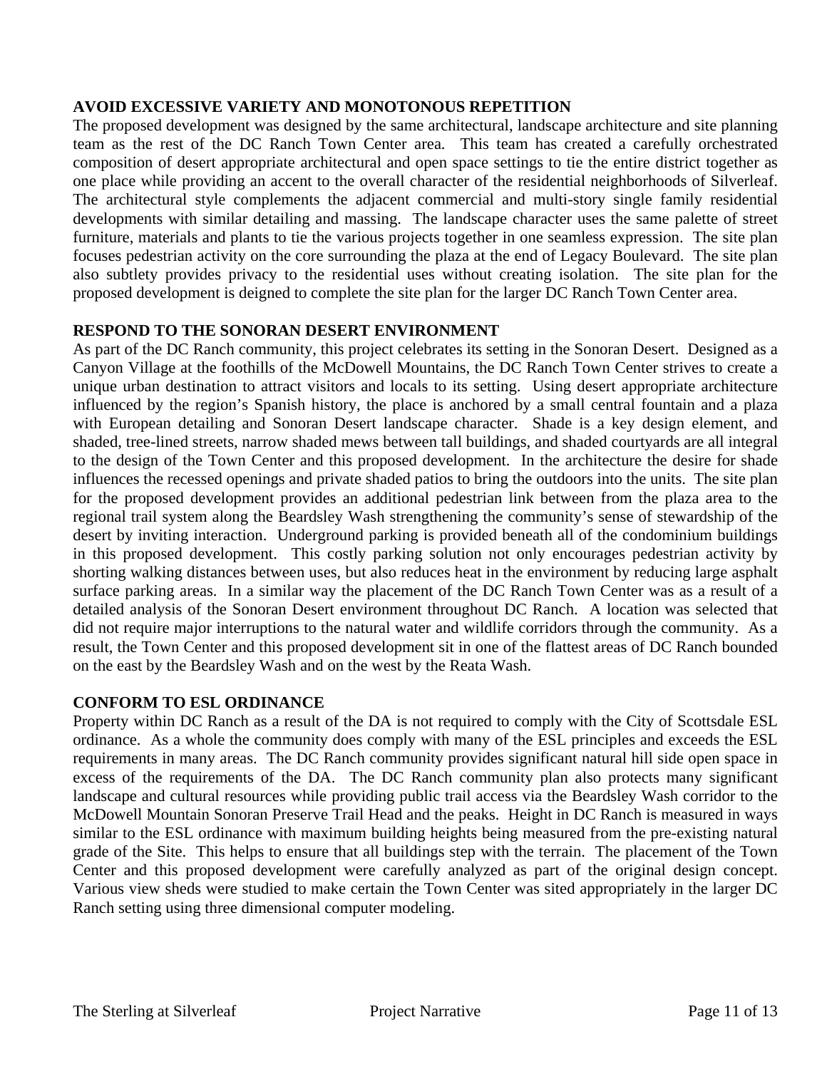## AVOID EXCESSIVE VARIETY AND MONOTONOUS REPETITION

The proposed development was designed by the same architectural, landscape architecture and site planning team as the rest of the DC Ranch Town Center area. This team has created a carefully orchestrated composition of desert appropriate architectural and open space settings to tie the entire district together as one place while providing an accent to the overall character of the residential neighborhoods of Silverleaf. The architectural style complements the adjacent commercial and multi-story single family residential developments with similar detailing and massing. The landscape character uses the same palette of street furniture, materials and plants to tie the various projects together in one seamless expression. The site plan focuses pedestrian activity on the core surrounding the plaza at the end of Legacy Boulevard. The site plan also subtlety provides privacy to the residential uses without creating isolation. The site plan for the proposed development is deigned to complete the site plan for the larger DC Ranch Town Center area.

## RESPOND TO THE SONORAN DESERT ENVIRONMENT

As part of the DC Ranch community, this project celebrates its setting in the Sonoran Desert. Designed as a Canyon Village at the foothills of the McDowell Mountains, the DC Ranch Town Center strives to create a unique urban destination to attract visitors and locals to its setting. Using desert appropriate architecture influenced by the region's Spanish history, the place is anchored by a small central fountain and a plaza with European detailing and Sonoran Desert landscape character. Shade is a key design element, and shaded, tree-lined streets, narrow shaded mews between tall buildings, and shaded courtyards are all integral to the design of the Town Center and this proposed development. In the architecture the desire for shade influences the recessed openings and private shaded patios to bring the outdoors into the units. The site plan for the proposed development provides an additional pedestrian link between from the plaza area to the regional trail system along the Beardsley Wash strengthening the community's sense of stewardship of the desert by inviting interaction. Underground parking is provided beneath all of the condominium buildings in this proposed development. This costly parking solution not only encourages pedestrian activity by shorting walking distances between uses, but also reduces heat in the environment by reducing large asphalt surface parking areas. In a similar way the placement of the DC Ranch Town Center was as a result of a detailed analysis of the Sonoran Desert environment throughout DC Ranch. A location was selected that did not require major interruptions to the natural water and wildlife corridors through the community. As a result, the Town Center and this proposed development sit in one of the flattest areas of DC Ranch bounded on the east by the Beardsley Wash and on the west by the Reata Wash.

## CONFORM TO ESL ORDINANCE

Property within DC Ranch as a result of the DA is not required to comply with the City of Scottsdale ESL ordinance. As a whole the community does comply with many of the ESL principles and exceeds the ESL requirements in many areas. The DC Ranch community provides significant natural hill side open space in excess of the requirements of the DA. The DC Ranch community plan also protects many significant landscape and cultural resources while providing public trail access via the Beardsley Wash corridor to the McDowell Mountain Sonoran Preserve Trail Head and the peaks. Height in DC Ranch is measured in ways similar to the ESL ordinance with maximum building heights being measured from the pre-existing natural grade of the Site. This helps to ensure that all buildings step with the terrain. The placement of the Town Center and this proposed development were carefully analyzed as part of the original design concept. Various view sheds were studied to make certain the Town Center was sited appropriately in the larger DC Ranch setting using three dimensional computer modeling.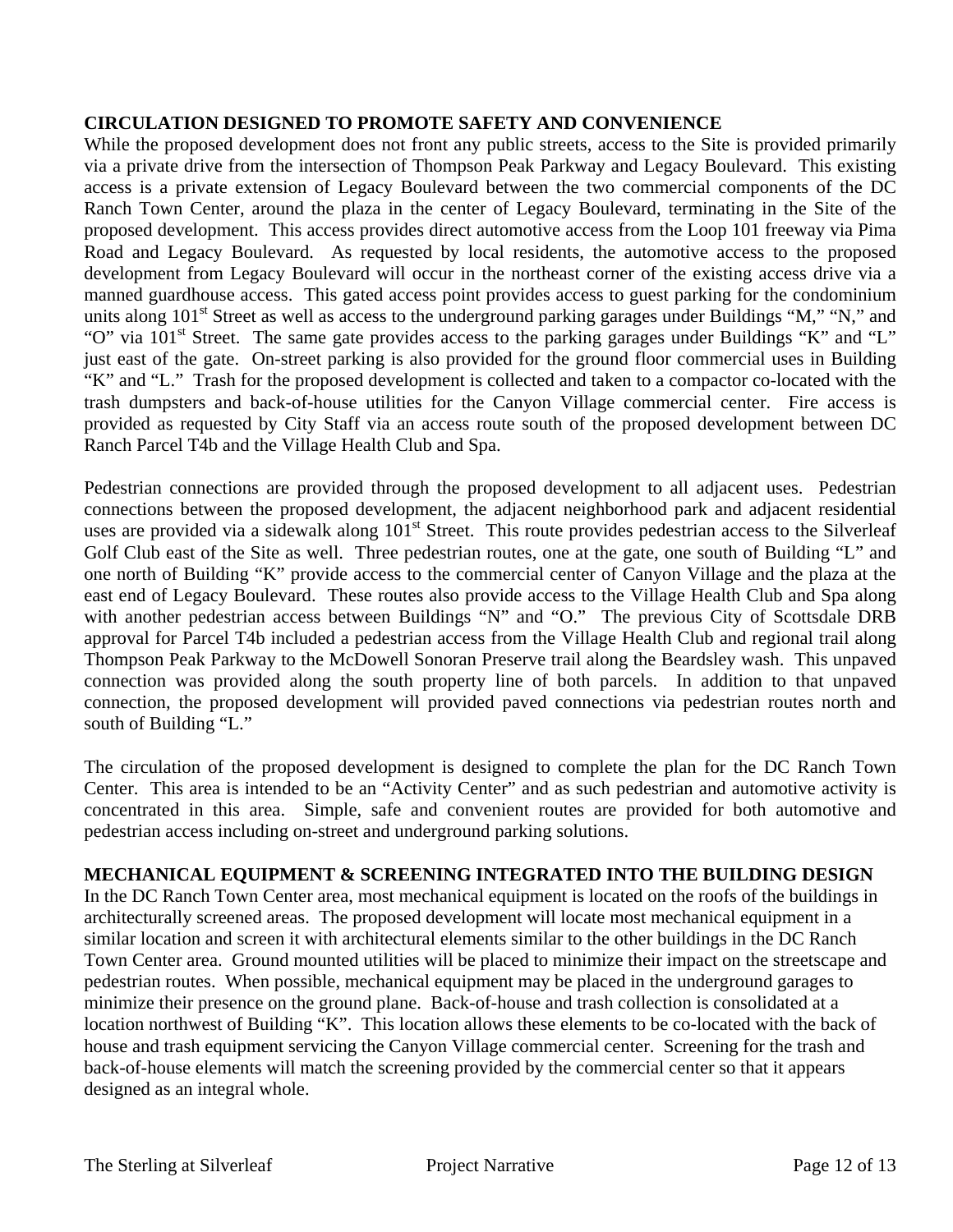**CIRCULATION DESIGNED TO PROMOTE SAFETY AND CONVENIENCE**

While the proposed development does not front any public streets, access to the Site is provided primarily via a private drive from the intersection of Thompson Peak Parkway and Legacy Boulevard. This existing access is a private extension of Legacy Boulevard between the two commercial components of the DC Ranch Town Center, around the plaza in the center of Legacy Boulevard, terminating in the Site of the proposed development. This access provides direct automotive access from the Loop 101 freeway via Pima Road and Legacy Boulevard. As requested by local residents, the automotive access to the proposed development from Legacy Boulevard will occur in the northeast corner of the existing access drive via a manned guardhouse access. This gated access point provides access to guest parking for the condominium units along 101st Street as well as access to the underground parking garages under Buildings "M," "N," and "O" via 101st Street. The same gate provides access to the parking garages under Buildings "K" and "L" just east of the gate. On-street parking is also provided for the ground floor commercial uses in Building "K" and "L." Trash for the proposed development is collected and taken to a compactor co-located with the trash dumpsters and back-of-house utilities for the Canyon Village commercial center. Fire access is provided as requested by City Staff via an access route south of the proposed development between DC Ranch Parcel T4b and the Village Health Club and Spa.

Pedestrian connections are provided through the proposed development to all adjacent uses. Pedestrian connections between the proposed development, the adjacent neighborhood park and adjacent residential uses are provided via a sidewalk along 101st Street. This route provides pedestrian access to the Silverleaf Golf Club east of the Site as well. Three pedestrian routes, one at the gate, one south of Building "L" and one north of Building "K" provide access to the commercial center of Canyon Village and the plaza at the east end of Legacy Boulevard. These routes also provide access to the Village Health Club and Spa along with another pedestrian access between Buildings "N" and "O." The previous City of Scottsdale DRB approval for Parcel T4b included a pedestrian access from the Village Health Club and regional trail along Thompson Peak Parkway to the McDowell Sonoran Preserve trail along the Beardsley wash. This unpaved connection was provided along the south property line of both parcels. In addition to that unpaved connection, the proposed development will provided paved connections via pedestrian routes north and south of Building "L."

The circulation of the proposed development is designed to complete the plan for the DC Ranch Town Center. This area is intended to be an "Activity Center" and as such pedestrian and automotive activity is concentrated in this area. Simple, safe and convenient routes are provided for both automotive and pedestrian access including on-street and underground parking solutions.

**MECHANICAL EQUIPMENT & SCREENING INTEGRATED INTO THE BUILDING DESIGN**

In the DC Ranch Town Center area, most mechanical equipment is located on the roofs of the buildings in architecturally screened areas. The proposed development will locate most mechanical equipment in a similar location and screen it with architectural elements similar to the other buildings in the DC Ranch Town Center area. Ground mounted utilities will be placed to minimize their impact on the streetscape and pedestrian routes. When possible, mechanical equipment may be placed in the underground garages to minimize their presence on the ground plane. Back-of-house and trash collection is consolidated at a location northwest of Building "K". This location allows these elements to be co-located with the back of house and trash equipment servicing the Canyon Village commercial center. Screening for the trash and back-of-house elements will match the screening provided by the commercial center so that it appears designed as an integral whole.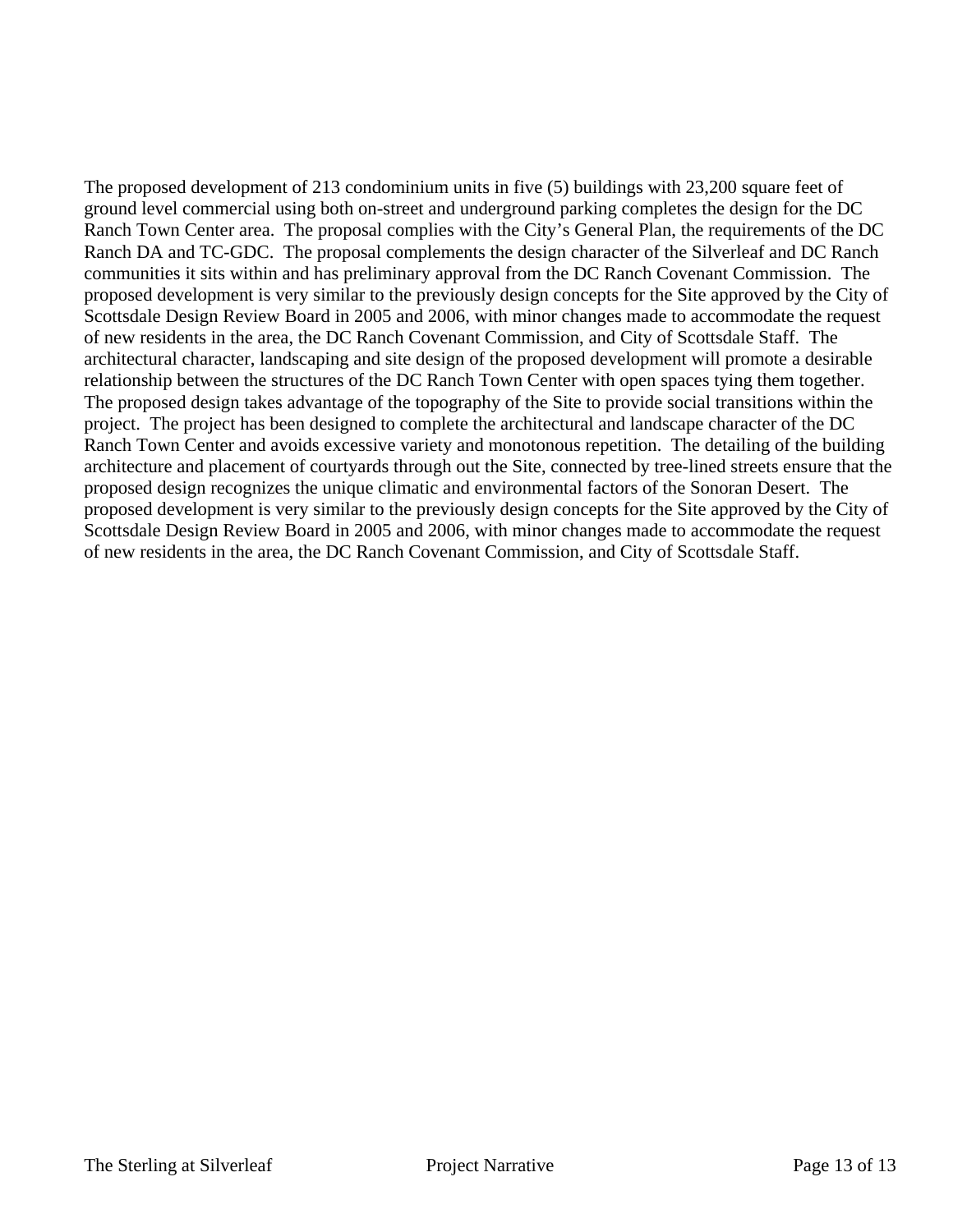The proposed development of 213 condominium units in five (5) buildings with 23,200 square feet of ground level commercial using both on-street and underground parking completes the design for the DC Ranch Town Center area. The proposal complies with the City's General Plan, the requirements of the DC Ranch DA and TC-GDC. The proposal complements the design character of the Silverleaf and DC Ranch communities it sits within and has preliminary approval from the DC Ranch Covenant Commission. The proposed development is very similar to the previously design concepts for the Site approved by the City of Scottsdale Design Review Board in 2005 and 2006, with minor changes made to accommodate the request of new residents in the area, the DC Ranch Covenant Commission, and City of Scottsdale Staff. The architectural character, landscaping and site design of the proposed development will promote a desirable relationship between the structures of the DC Ranch Town Center with open spaces tying them together. The proposed design takes advantage of the topography of the Site to provide social transitions within the project. The project has been designed to complete the architectural and landscape character of the DC Ranch Town Center and avoids excessive variety and monotonous repetition. The detailing of the building architecture and placement of courtyards through out the Site, connected by tree-lined streets ensure that the proposed design recognizes the unique climatic and environmental factors of the Sonoran Desert. The proposed development is very similar to the previously design concepts for the Site approved by the City of Scottsdale Design Review Board in 2005 and 2006, with minor changes made to accommodate the request of new residents in the area, the DC Ranch Covenant Commission, and City of Scottsdale Staff.